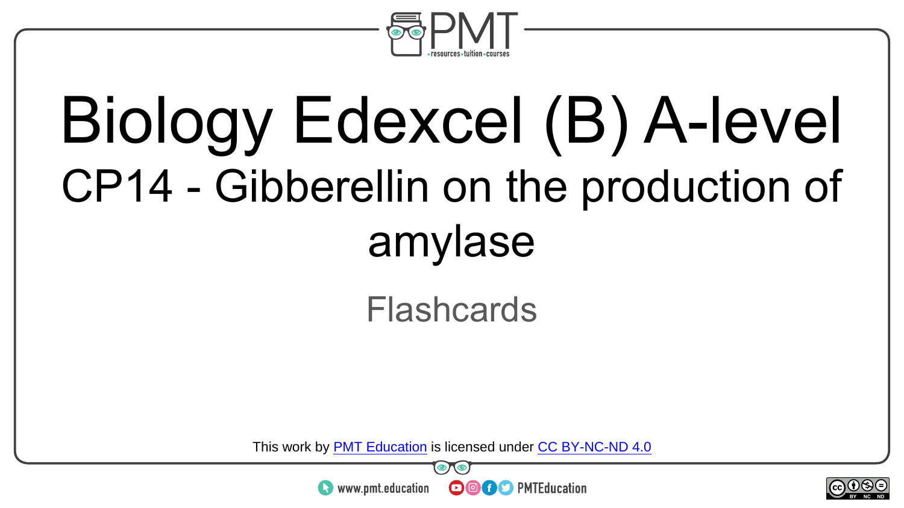# Biology Edexcel (B) A-level

## CP14 - Gibberellin on the production of amylase

Flashcards

This work by PMT Education is licensed under CC BY-NC-ND 4.0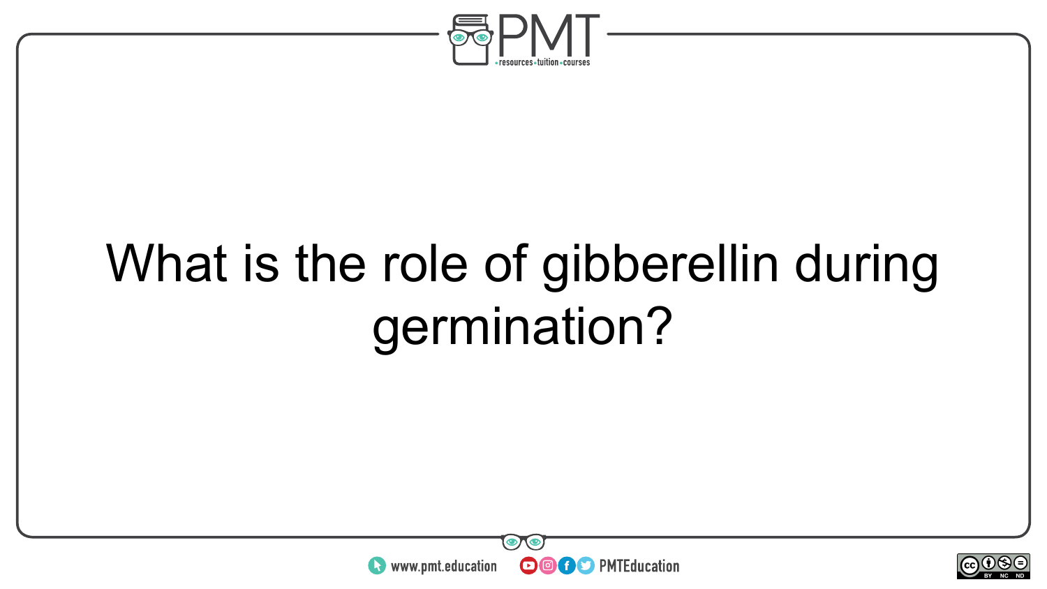What is the role of gibberellin during germination?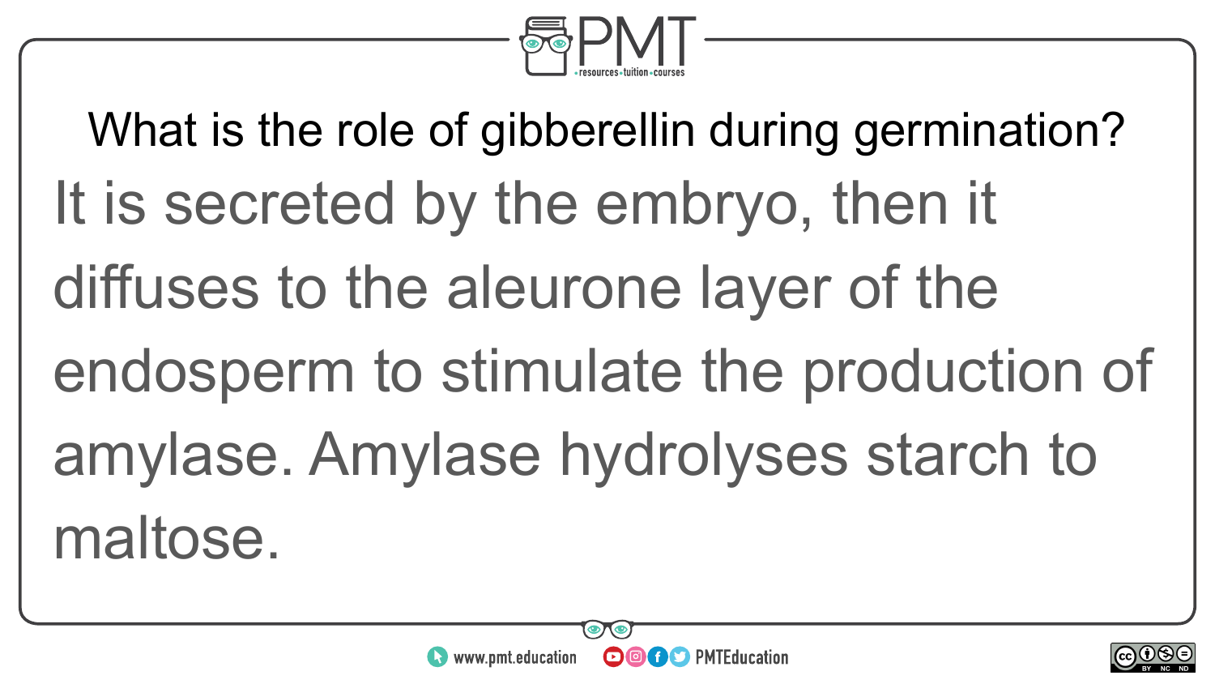## What is the role of gibberellin during germination?

It is secreted by the embryo, then it diffuses to the aleurone layer of the endosperm to stimulate the production of amylase. Amylase hydrolyses starch to maltose.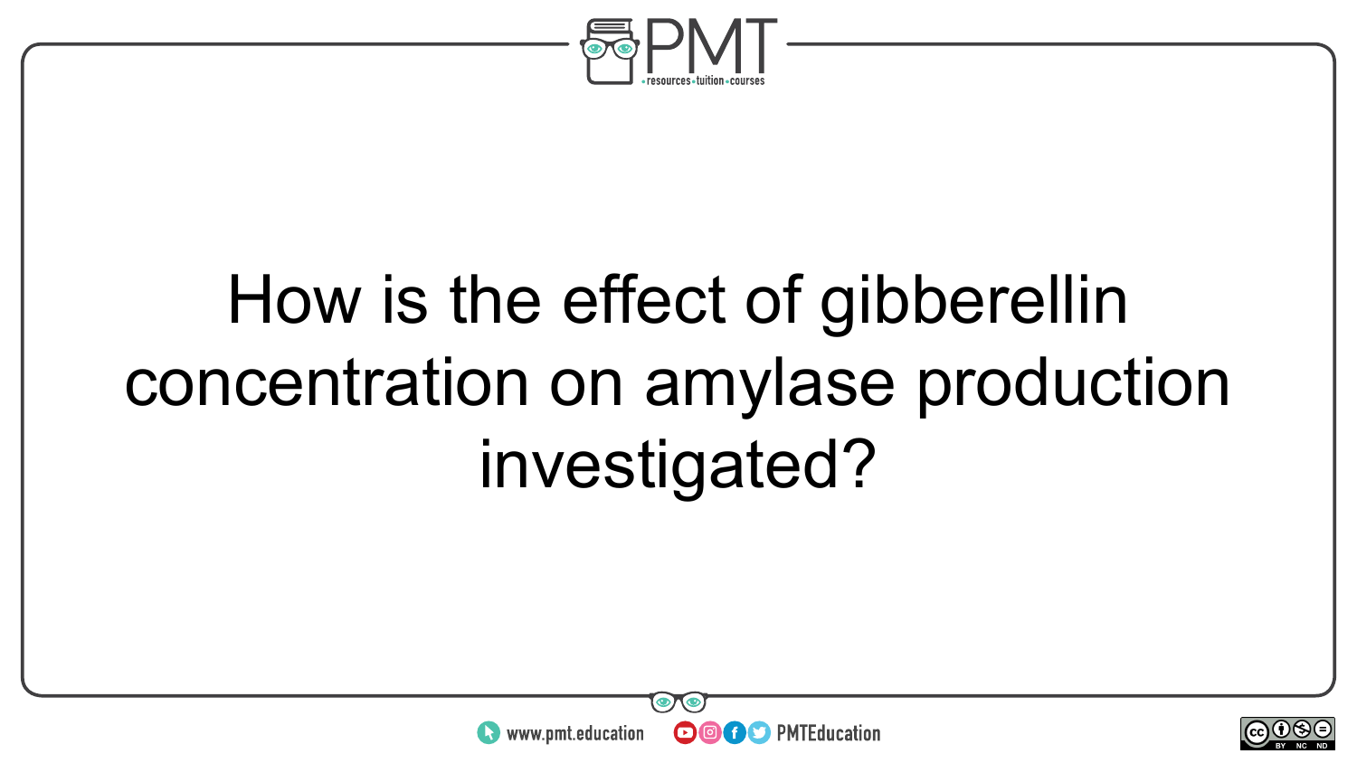How is the effect of gibberellin concentration on amylase production investigated?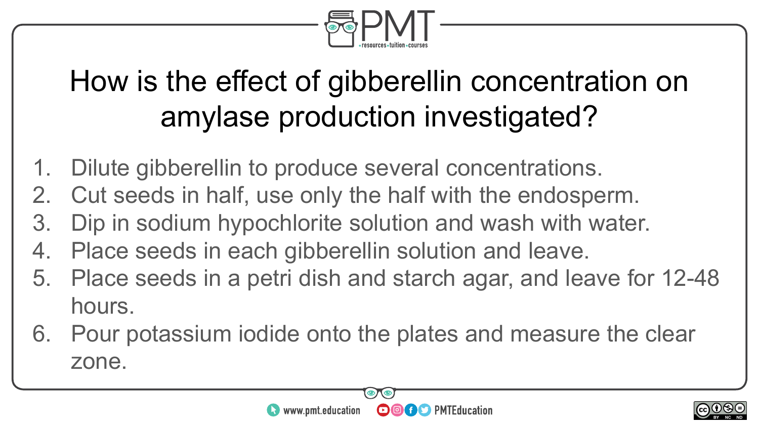# How is the effect of gibberellin concentration on amylase production investigated?

1. Dilute gibberellin to produce several concentrations.
2. Cut seeds in half, use only the half with the endosperm.
3. Dip in sodium hypochlorite solution and wash with water.
4. Place seeds in each gibberellin solution and leave.
5. Place seeds in a petri dish and starch agar, and leave for 12-48 hours.
6. Pour potassium iodide onto the plates and measure the clear zone.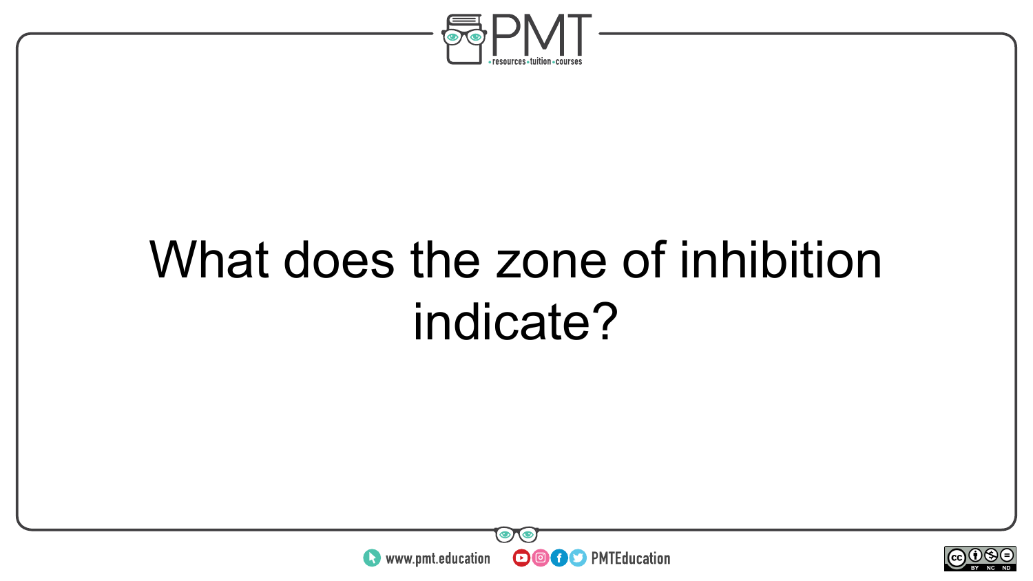What does the zone of inhibition indicate?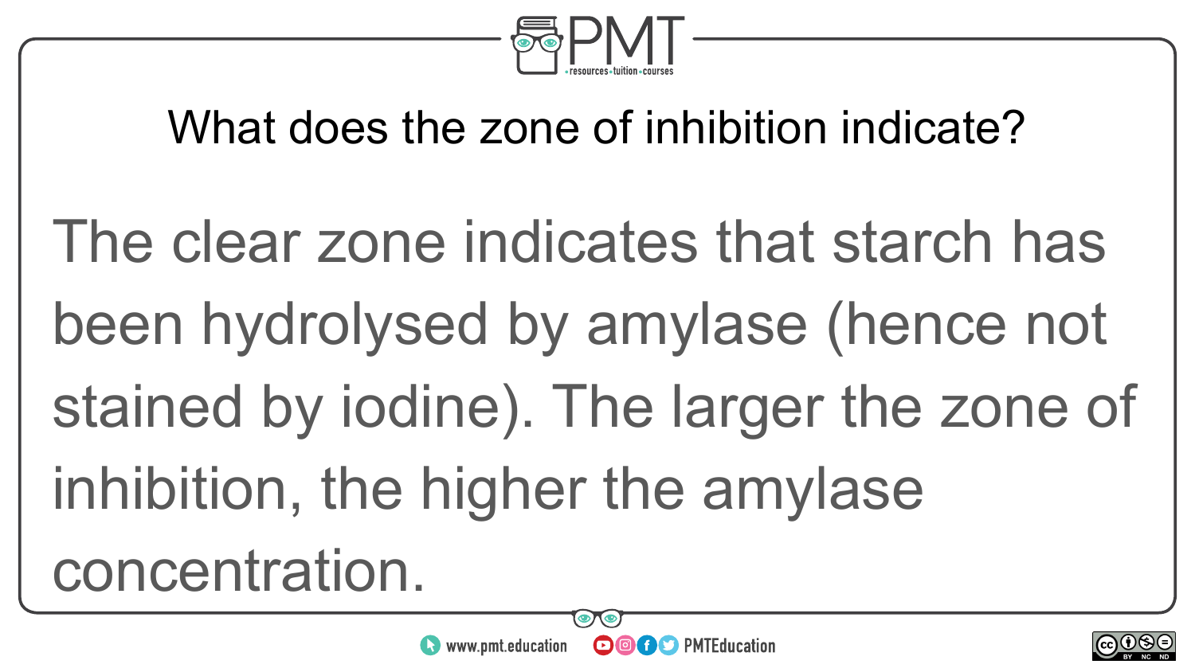## What does the zone of inhibition indicate?

The clear zone indicates that starch has been hydrolysed by amylase (hence not stained by iodine). The larger the zone of inhibition, the higher the amylase concentration.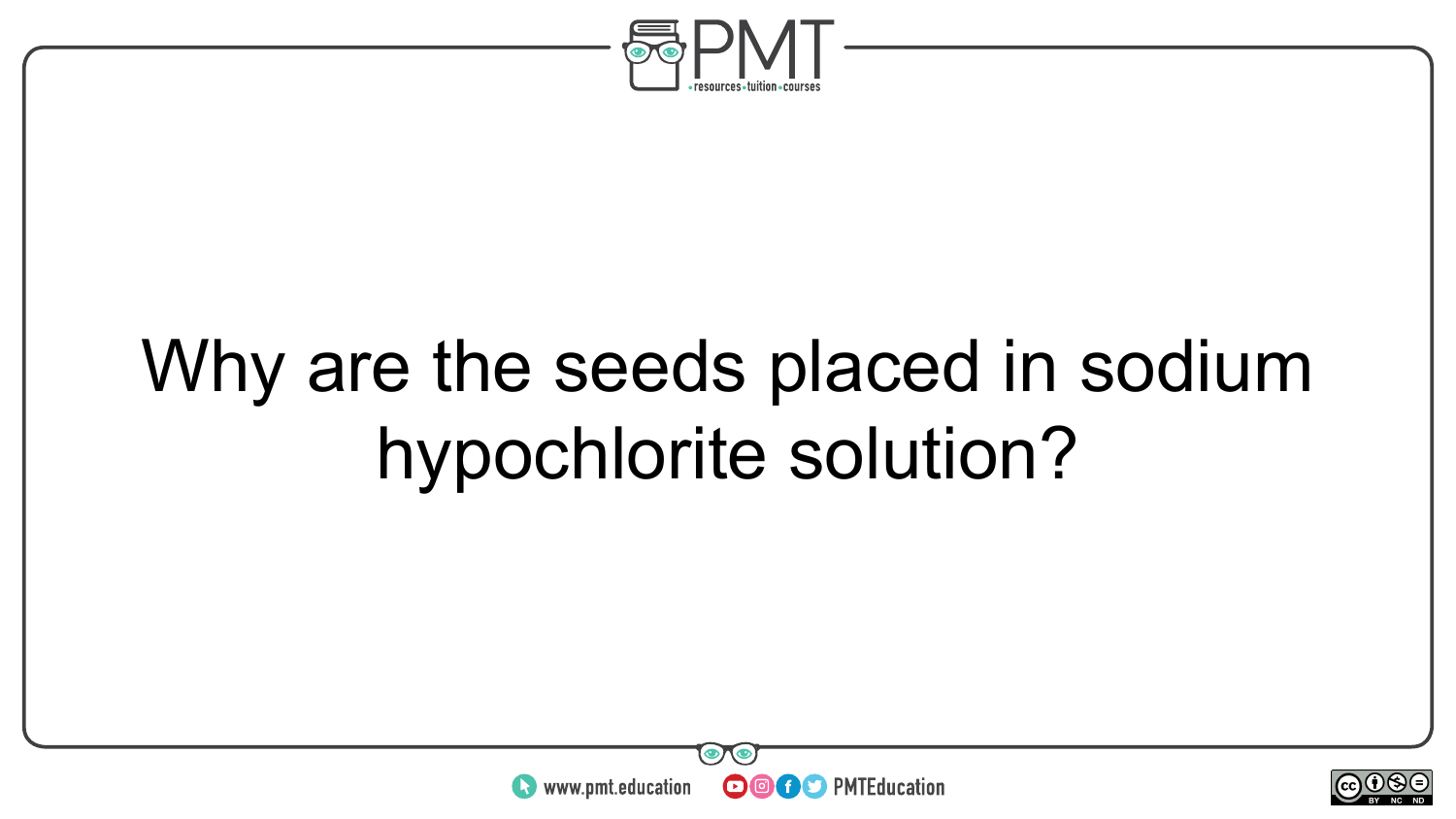Why are the seeds placed in sodium hypochlorite solution?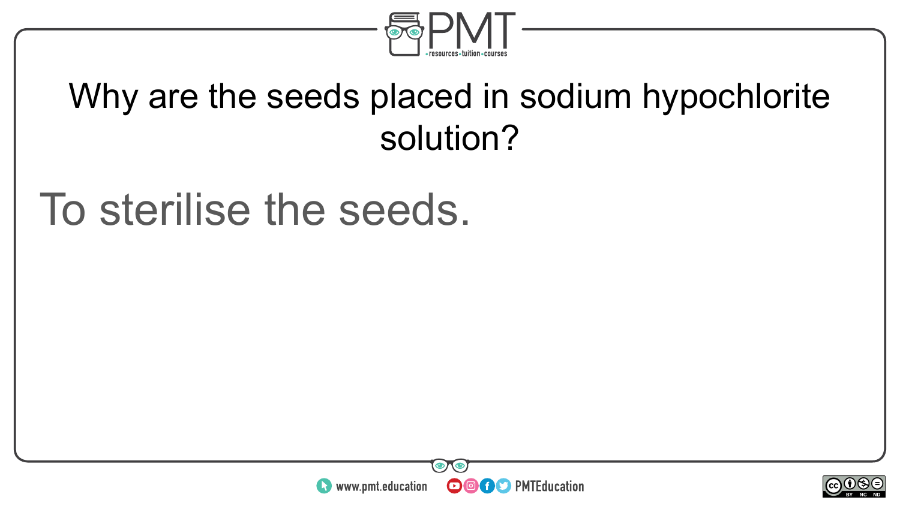## Why are the seeds placed in sodium hypochlorite solution?

To sterilise the seeds.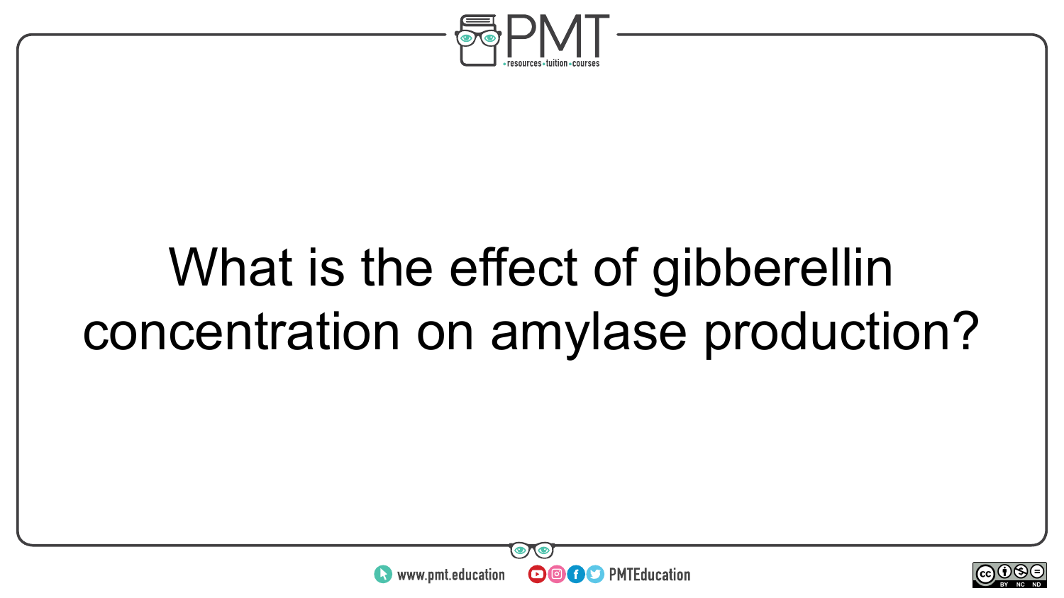What is the effect of gibberellin concentration on amylase production?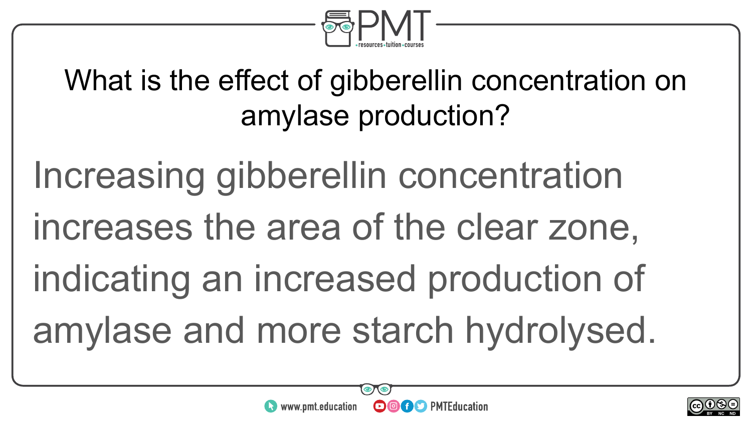What is the effect of gibberellin concentration on amylase production?

Increasing gibberellin concentration increases the area of the clear zone, indicating an increased production of amylase and more starch hydrolysed.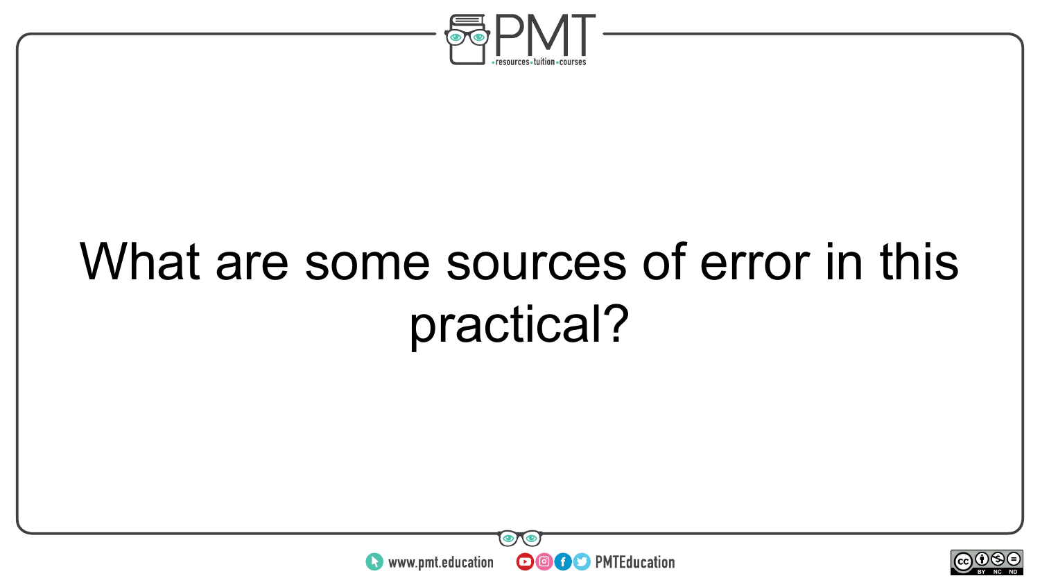What are some sources of error in this practical?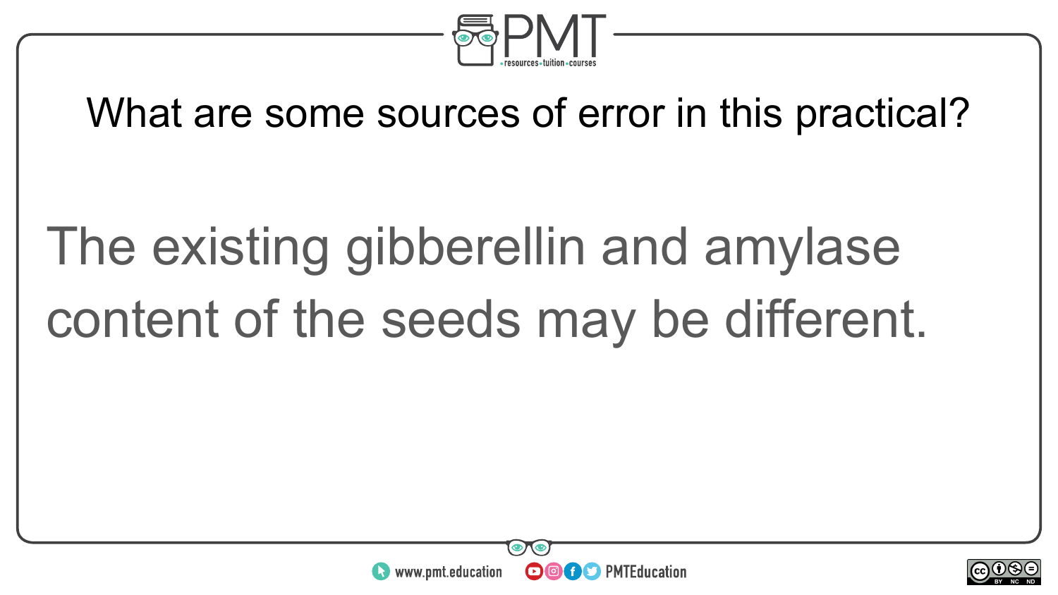## What are some sources of error in this practical?

The existing gibberellin and amylase content of the seeds may be different.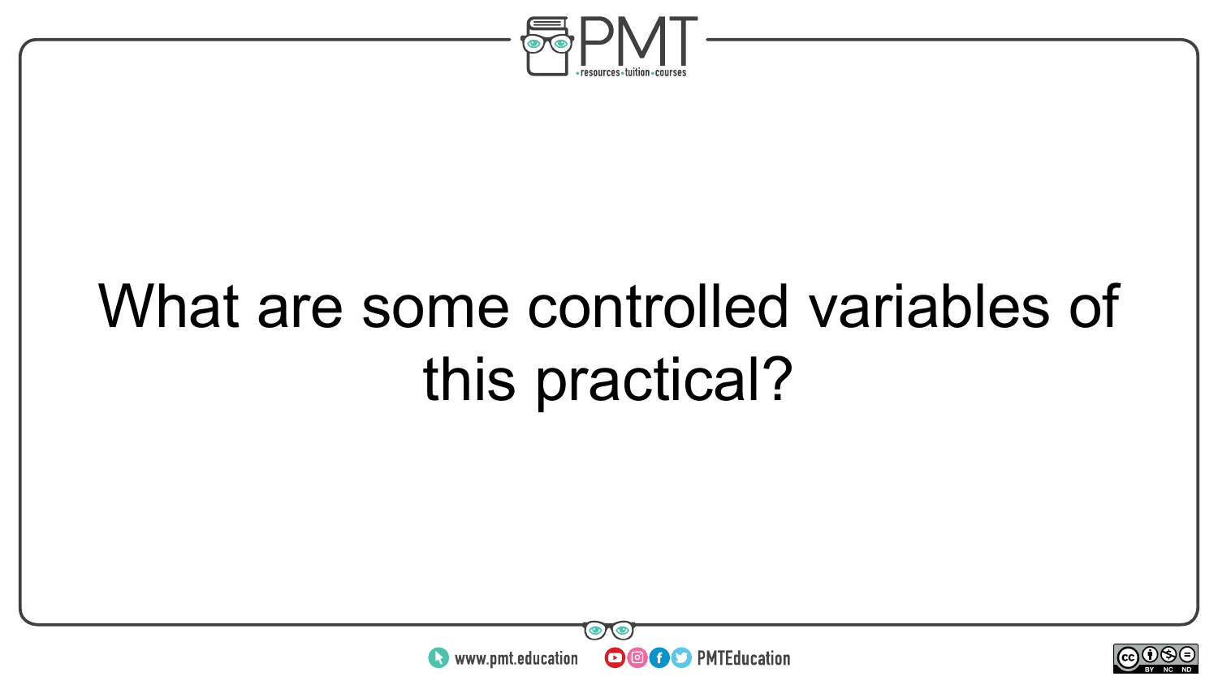What are some controlled variables of this practical?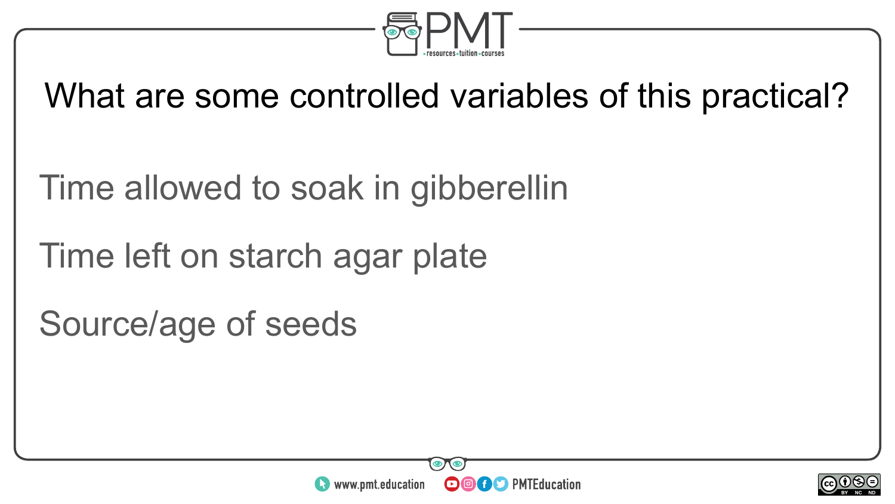# What are some controlled variables of this practical?

Time allowed to soak in gibberellin

Time left on starch agar plate

Source/age of seeds